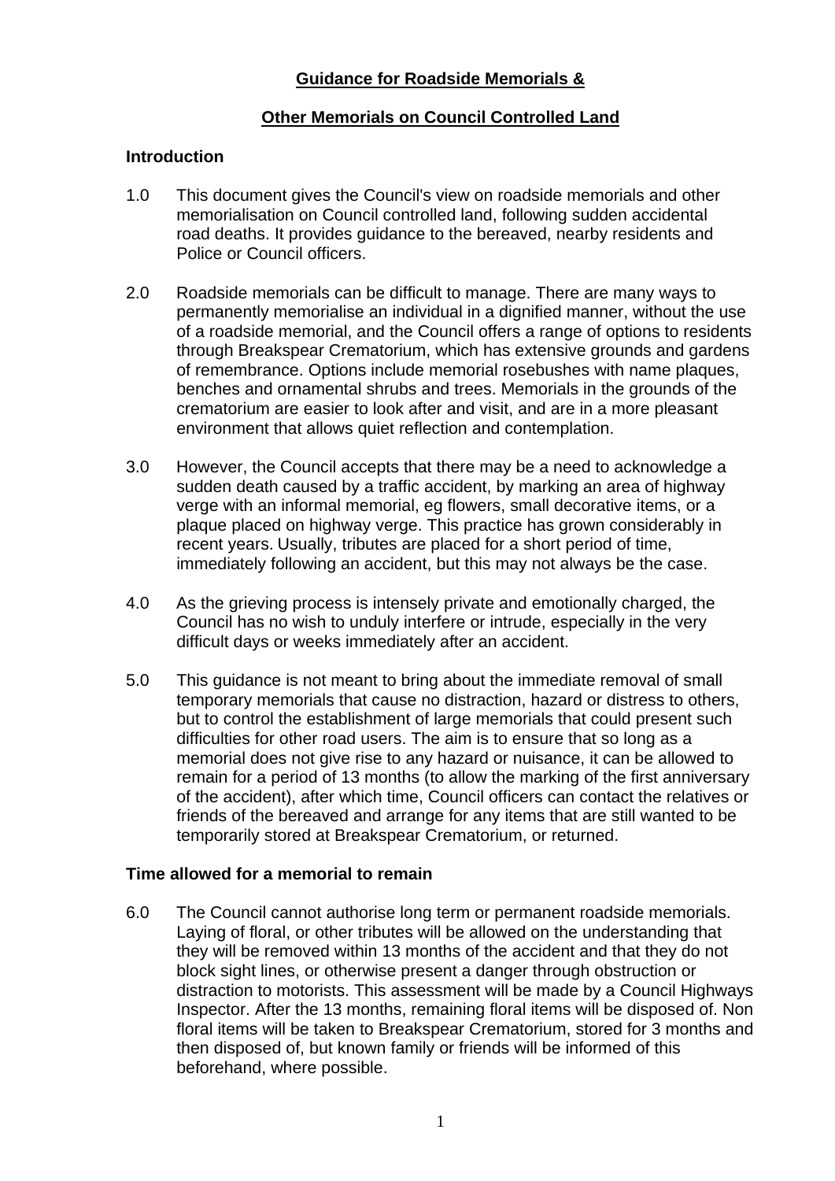# **Guidance for Roadside Memorials &**

# **Other Memorials on Council Controlled Land**

## Introduction

1.0 This document gives the Council's view on roadside memorials and other memorialisation on Council controlled land, following sudden accidental road deaths. It provides guidance to the bereaved, nearby residents and Police or Council officers.

2.0 Roadside memorials can be difficult to manage. There are many ways to permanently memorialise an individual in a dignified manner, without the use of a roadside memorial, and the Council offers a range of options to residents through Breakspear Crematorium, which has extensive grounds and gardens of remembrance. Options include memorial rosebushes with name plaques, benches and ornamental shrubs and trees. Memorials in the grounds of the crematorium are easier to look after and visit, and are in a more pleasant environment that allows quiet reflection and contemplation.

3.0 However, the Council accepts that there may be a need to acknowledge a sudden death caused by a traffic accident, by marking an area of highway verge with an informal memorial, eg flowers, small decorative items, or a plaque placed on highway verge. This practice has grown considerably in recent years. Usually, tributes are placed for a short period of time, immediately following an accident, but this may not always be the case.

4.0 As the grieving process is intensely private and emotionally charged, the Council has no wish to unduly interfere or intrude, especially in the very difficult days or weeks immediately after an accident.

5.0 This guidance is not meant to bring about the immediate removal of small temporary memorials that cause no distraction, hazard or distress to others, but to control the establishment of large memorials that could present such difficulties for other road users. The aim is to ensure that so long as a memorial does not give rise to any hazard or nuisance, it can be allowed to remain for a period of 13 months (to allow the marking of the first anniversary of the accident), after which time, Council officers can contact the relatives or friends of the bereaved and arrange for any items that are still wanted to be temporarily stored at Breakspear Crematorium, or returned.

## Time allowed for a memorial to remain

6.0 The Council cannot authorise long term or permanent roadside memorials. Laying of floral, or other tributes will be allowed on the understanding that they will be removed within 13 months of the accident and that they do not block sight lines, or otherwise present a danger through obstruction or distraction to motorists. This assessment will be made by a Council Highways Inspector. After the 13 months, remaining floral items will be disposed of. Non floral items will be taken to Breakspear Crematorium, stored for 3 months and then disposed of, but known family or friends will be informed of this beforehand, where possible.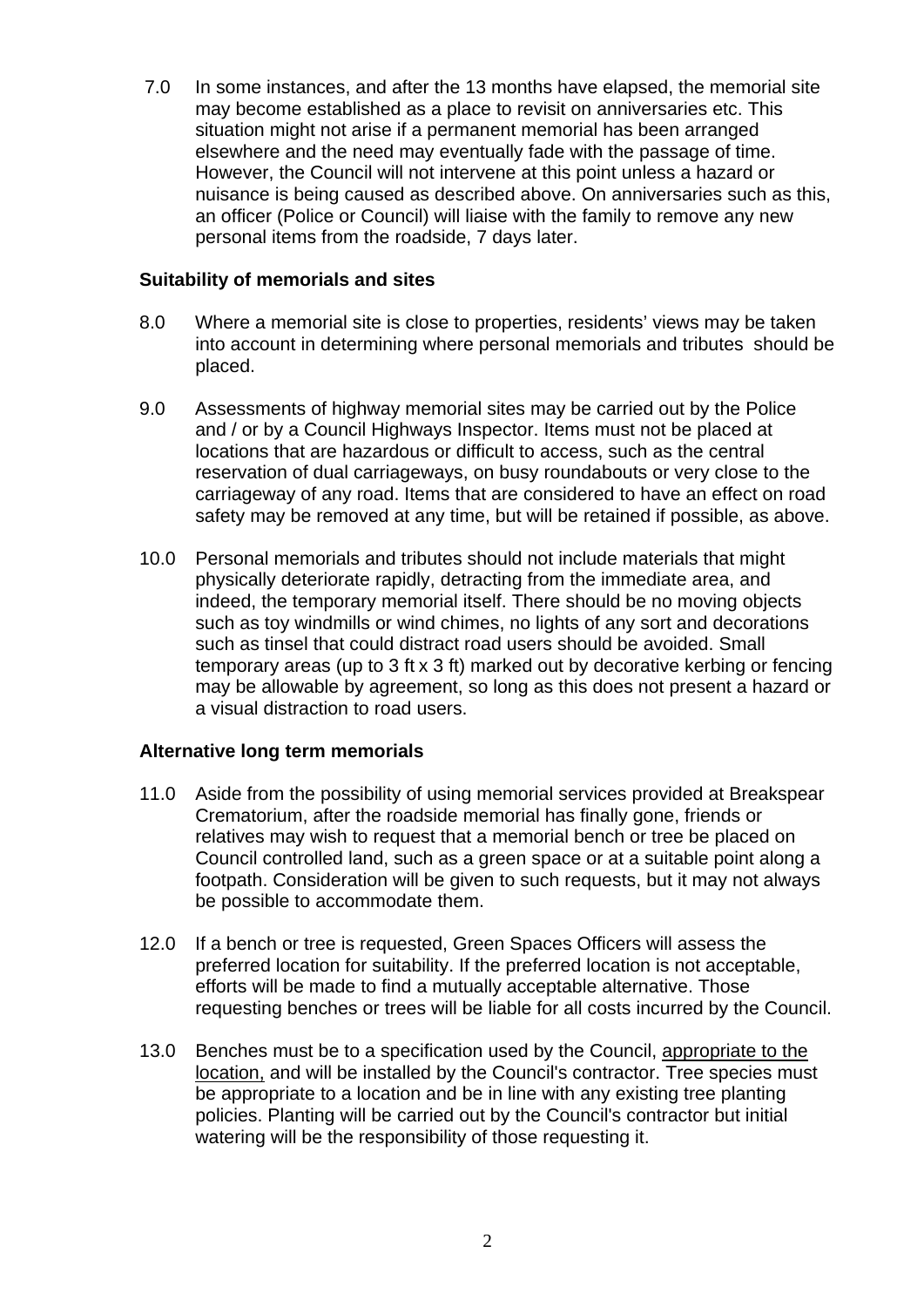7.0 In some instances, and after the 13 months have elapsed, the memorial site may become established as a place to revisit on anniversaries etc. This situation might not arise if a permanent memorial has been arranged elsewhere and the need may eventually fade with the passage of time. However, the Council will not intervene at this point unless a hazard or nuisance is being caused as described above. On anniversaries such as this, an officer (Police or Council) will liaise with the family to remove any new personal items from the roadside, 7 days later.

**Suitability of memorials and sites**

8.0 Where a memorial site is close to properties, residents' views may be taken into account in determining where personal memorials and tributes should be placed.

9.0 Assessments of highway memorial sites may be carried out by the Police and / or by a Council Highways Inspector. Items must not be placed at locations that are hazardous or difficult to access, such as the central reservation of dual carriageways, on busy roundabouts or very close to the carriageway of any road. Items that are considered to have an effect on road safety may be removed at any time, but will be retained if possible, as above.

10.0 Personal memorials and tributes should not include materials that might physically deteriorate rapidly, detracting from the immediate area, and indeed, the temporary memorial itself. There should be no moving objects such as toy windmills or wind chimes, no lights of any sort and decorations such as tinsel that could distract road users should be avoided. Small temporary areas (up to 3 ft x 3 ft) marked out by decorative kerbing or fencing may be allowable by agreement, so long as this does not present a hazard or a visual distraction to road users.

**Alternative long term memorials**

11.0 Aside from the possibility of using memorial services provided at Breakspear Crematorium, after the roadside memorial has finally gone, friends or relatives may wish to request that a memorial bench or tree be placed on Council controlled land, such as a green space or at a suitable point along a footpath. Consideration will be given to such requests, but it may not always be possible to accommodate them.

12.0 If a bench or tree is requested, Green Spaces Officers will assess the preferred location for suitability. If the preferred location is not acceptable, efforts will be made to find a mutually acceptable alternative. Those requesting benches or trees will be liable for all costs incurred by the Council.

13.0 Benches must be to a specification used by the Council, appropriate to the location, and will be installed by the Council's contractor. Tree species must be appropriate to a location and be in line with any existing tree planting policies. Planting will be carried out by the Council's contractor but initial watering will be the responsibility of those requesting it.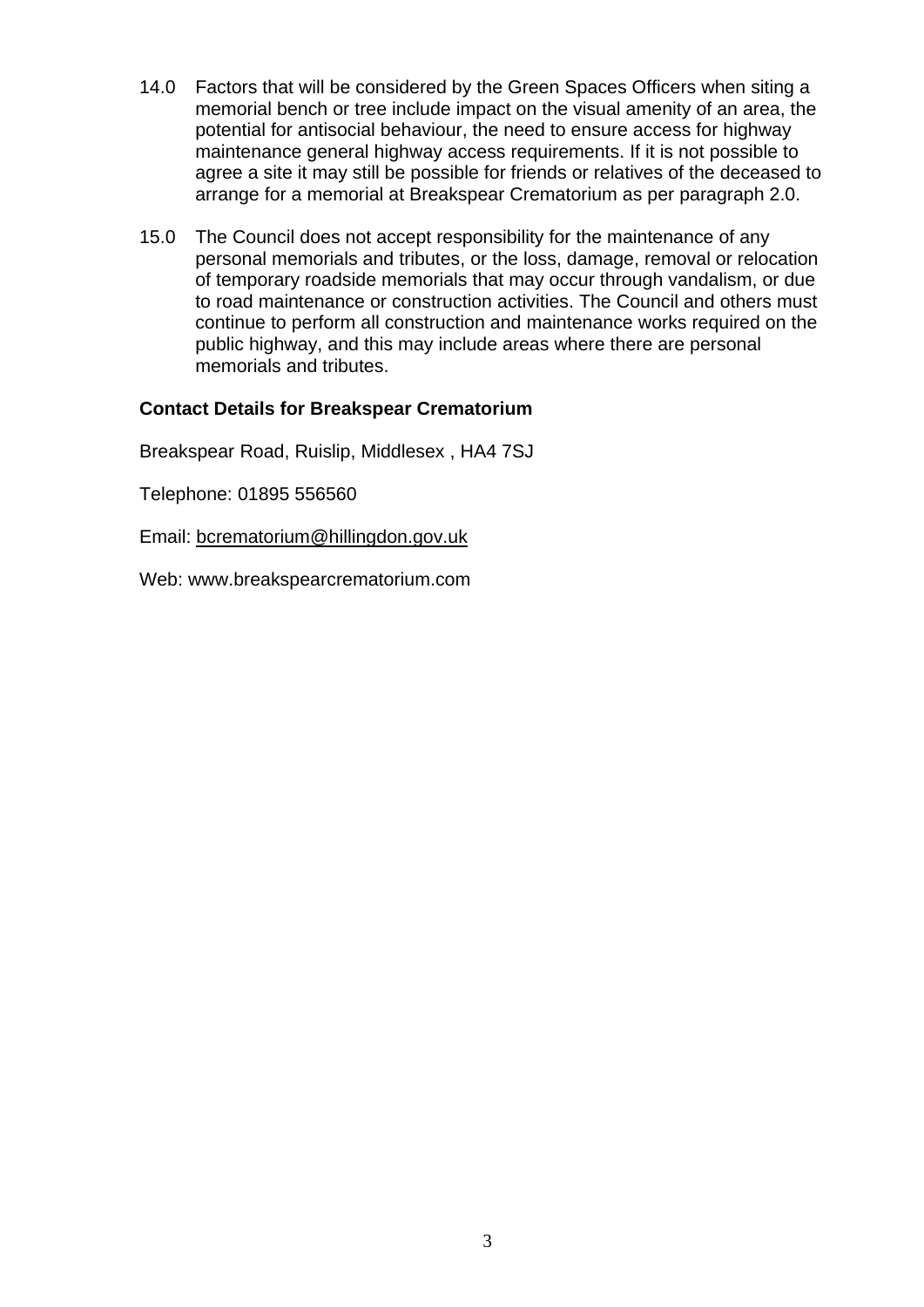14.0 Factors that will be considered by the Green Spaces Officers when siting a memorial bench or tree include impact on the visual amenity of an area, the potential for antisocial behaviour, the need to ensure access for highway maintenance general highway access requirements. If it is not possible to agree a site it may still be possible for friends or relatives of the deceased to arrange for a memorial at Breakspear Crematorium as per paragraph 2.0.

15.0 The Council does not accept responsibility for the maintenance of any personal memorials and tributes, or the loss, damage, removal or relocation of temporary roadside memorials that may occur through vandalism, or due to road maintenance or construction activities. The Council and others must continue to perform all construction and maintenance works required on the public highway, and this may include areas where there are personal memorials and tributes.

**Contact Details for Breakspear Crematorium**

Breakspear Road, Ruislip, Middlesex , HA4 7SJ

Telephone: 01895 556560

Email: bcrematorium@hillingdon.gov.uk

Web: www.breakspearcrematorium.com